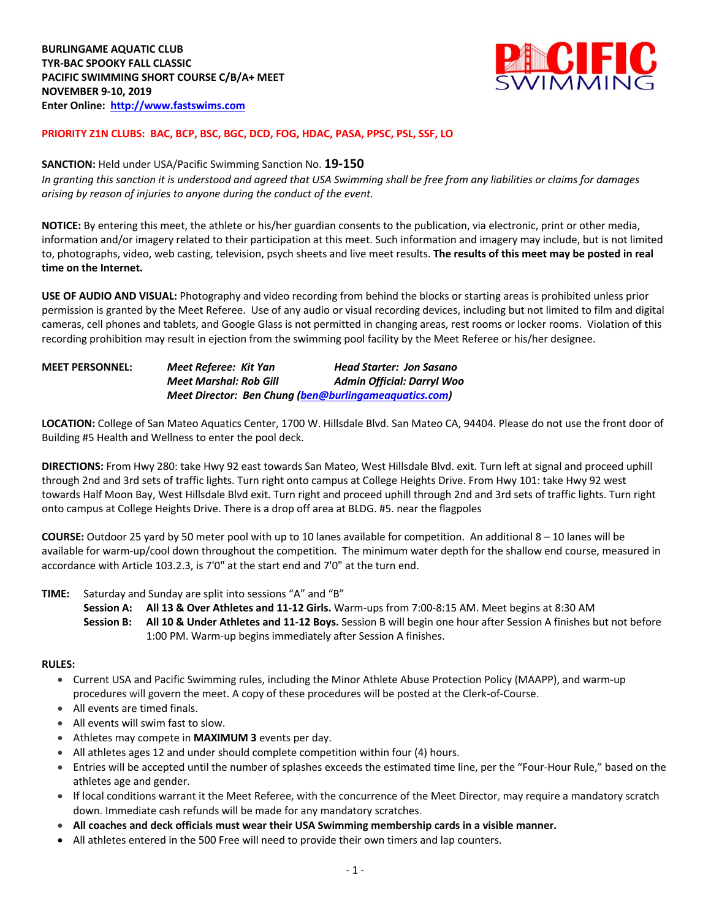**BURLINGAME AQUATIC CLUB**
**TYR-BAC SPOOKY FALL CLASSIC**
**PACIFIC SWIMMING SHORT COURSE C/B/A+ MEET**
**NOVEMBER 9-10, 2019**
**Enter Online: [http://www.fastswims.com](http://www.fastswims.com)**

**PRIORITY Z1N CLUBS: BAC, BCP, BSC, BGC, DCD, FOG, HDAC, PASA, PPSC, PSL, SSF, LO**

**SANCTION:** Held under USA/Pacific Swimming Sanction No. **19-150**
*In granting this sanction it is understood and agreed that USA Swimming shall be free from any liabilities or claims for damages arising by reason of injuries to anyone during the conduct of the event.*

**NOTICE:** By entering this meet, the athlete or his/her guardian consents to the publication, via electronic, print or other media, information and/or imagery related to their participation at this meet. Such information and imagery may include, but is not limited to, photographs, video, web casting, television, psych sheets and live meet results. **The results of this meet may be posted in real time on the Internet.**

**USE OF AUDIO AND VISUAL:** Photography and video recording from behind the blocks or starting areas is prohibited unless prior permission is granted by the Meet Referee. Use of any audio or visual recording devices, including but not limited to film and digital cameras, cell phones and tablets, and Google Glass is not permitted in changing areas, rest rooms or locker rooms. Violation of this recording prohibition may result in ejection from the swimming pool facility by the Meet Referee or his/her designee.

**MEET PERSONNEL:** *Meet Referee: Kit Yan* *Head Starter: Jon Sasano*
*Meet Marshal: Rob Gill* *Admin Official: Darryl Woo*
*Meet Director: Ben Chung ([ben@burlingameaquatics.com](mailto:ben@burlingameaquatics.com))*

**LOCATION:** College of San Mateo Aquatics Center, 1700 W. Hillsdale Blvd. San Mateo CA, 94404. Please do not use the front door of Building #5 Health and Wellness to enter the pool deck.

**DIRECTIONS:** From Hwy 280: take Hwy 92 east towards San Mateo, West Hillsdale Blvd. exit. Turn left at signal and proceed uphill through 2nd and 3rd sets of traffic lights. Turn right onto campus at College Heights Drive. From Hwy 101: take Hwy 92 west towards Half Moon Bay, West Hillsdale Blvd exit. Turn right and proceed uphill through 2nd and 3rd sets of traffic lights. Turn right onto campus at College Heights Drive. There is a drop off area at BLDG. #5. near the flagpoles

**COURSE:** Outdoor 25 yard by 50 meter pool with up to 10 lanes available for competition. An additional 8 – 10 lanes will be available for warm-up/cool down throughout the competition. The minimum water depth for the shallow end course, measured in accordance with Article 103.2.3, is 7'0" at the start end and 7'0" at the turn end.

**TIME:** Saturday and Sunday are split into sessions "A" and "B"
**Session A:** **All 13 & Over Athletes and 11-12 Girls.** Warm-ups from 7:00-8:15 AM. Meet begins at 8:30 AM
**Session B:** **All 10 & Under Athletes and 11-12 Boys.** Session B will begin one hour after Session A finishes but not before 1:00 PM. Warm-up begins immediately after Session A finishes.

**RULES:**

- Current USA and Pacific Swimming rules, including the Minor Athlete Abuse Protection Policy (MAAPP), and warm-up procedures will govern the meet. A copy of these procedures will be posted at the Clerk-of-Course.
- All events are timed finals.
- All events will swim fast to slow.
- Athletes may compete in **MAXIMUM 3** events per day.
- All athletes ages 12 and under should complete competition within four (4) hours.
- Entries will be accepted until the number of splashes exceeds the estimated time line, per the "Four-Hour Rule," based on the athletes age and gender.
- If local conditions warrant it the Meet Referee, with the concurrence of the Meet Director, may require a mandatory scratch down. Immediate cash refunds will be made for any mandatory scratches.
- **All coaches and deck officials must wear their USA Swimming membership cards in a visible manner.**
- All athletes entered in the 500 Free will need to provide their own timers and lap counters.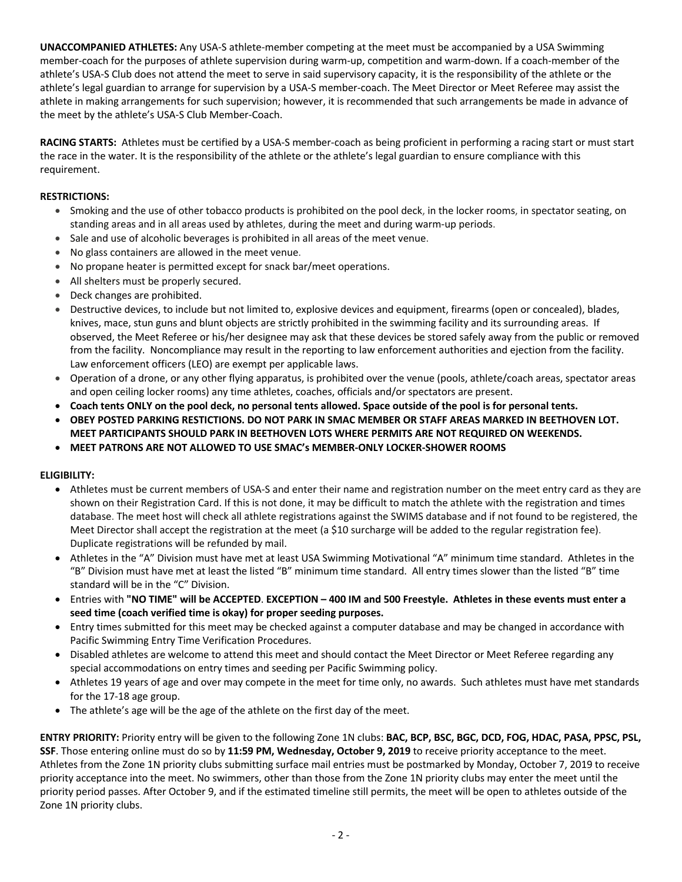**UNACCOMPANIED ATHLETES:** Any USA-S athlete-member competing at the meet must be accompanied by a USA Swimming member-coach for the purposes of athlete supervision during warm-up, competition and warm-down. If a coach-member of the athlete's USA-S Club does not attend the meet to serve in said supervisory capacity, it is the responsibility of the athlete or the athlete's legal guardian to arrange for supervision by a USA-S member-coach. The Meet Director or Meet Referee may assist the athlete in making arrangements for such supervision; however, it is recommended that such arrangements be made in advance of the meet by the athlete's USA-S Club Member-Coach.

**RACING STARTS:** Athletes must be certified by a USA-S member-coach as being proficient in performing a racing start or must start the race in the water. It is the responsibility of the athlete or the athlete's legal guardian to ensure compliance with this requirement.

**RESTRICTIONS:**

- Smoking and the use of other tobacco products is prohibited on the pool deck, in the locker rooms, in spectator seating, on standing areas and in all areas used by athletes, during the meet and during warm-up periods.
- Sale and use of alcoholic beverages is prohibited in all areas of the meet venue.
- No glass containers are allowed in the meet venue.
- No propane heater is permitted except for snack bar/meet operations.
- All shelters must be properly secured.
- Deck changes are prohibited.
- Destructive devices, to include but not limited to, explosive devices and equipment, firearms (open or concealed), blades, knives, mace, stun guns and blunt objects are strictly prohibited in the swimming facility and its surrounding areas. If observed, the Meet Referee or his/her designee may ask that these devices be stored safely away from the public or removed from the facility. Noncompliance may result in the reporting to law enforcement authorities and ejection from the facility. Law enforcement officers (LEO) are exempt per applicable laws.
- Operation of a drone, or any other flying apparatus, is prohibited over the venue (pools, athlete/coach areas, spectator areas and open ceiling locker rooms) any time athletes, coaches, officials and/or spectators are present.
- **Coach tents ONLY on the pool deck, no personal tents allowed. Space outside of the pool is for personal tents.**
- **OBEY POSTED PARKING RESTICTIONS. DO NOT PARK IN SMAC MEMBER OR STAFF AREAS MARKED IN BEETHOVEN LOT. MEET PARTICIPANTS SHOULD PARK IN BEETHOVEN LOTS WHERE PERMITS ARE NOT REQUIRED ON WEEKENDS.**
- **MEET PATRONS ARE NOT ALLOWED TO USE SMAC's MEMBER-ONLY LOCKER-SHOWER ROOMS**

**ELIGIBILITY:**

- Athletes must be current members of USA-S and enter their name and registration number on the meet entry card as they are shown on their Registration Card. If this is not done, it may be difficult to match the athlete with the registration and times database. The meet host will check all athlete registrations against the SWIMS database and if not found to be registered, the Meet Director shall accept the registration at the meet (a $10 surcharge will be added to the regular registration fee). Duplicate registrations will be refunded by mail.
- Athletes in the "A" Division must have met at least USA Swimming Motivational "A" minimum time standard. Athletes in the "B" Division must have met at least the listed "B" minimum time standard. All entry times slower than the listed "B" time standard will be in the "C" Division.
- Entries with **"NO TIME" will be ACCEPTED**. **EXCEPTION – 400 IM and 500 Freestyle. Athletes in these events must enter a seed time (coach verified time is okay) for proper seeding purposes.**
- Entry times submitted for this meet may be checked against a computer database and may be changed in accordance with Pacific Swimming Entry Time Verification Procedures.
- Disabled athletes are welcome to attend this meet and should contact the Meet Director or Meet Referee regarding any special accommodations on entry times and seeding per Pacific Swimming policy.
- Athletes 19 years of age and over may compete in the meet for time only, no awards. Such athletes must have met standards for the 17-18 age group.
- The athlete's age will be the age of the athlete on the first day of the meet.

**ENTRY PRIORITY:** Priority entry will be given to the following Zone 1N clubs: **BAC, BCP, BSC, BGC, DCD, FOG, HDAC, PASA, PPSC, PSL, SSF**. Those entering online must do so by **11:59 PM, Wednesday, October 9, 2019** to receive priority acceptance to the meet. Athletes from the Zone 1N priority clubs submitting surface mail entries must be postmarked by Monday, October 7, 2019 to receive priority acceptance into the meet. No swimmers, other than those from the Zone 1N priority clubs may enter the meet until the priority period passes. After October 9, and if the estimated timeline still permits, the meet will be open to athletes outside of the Zone 1N priority clubs.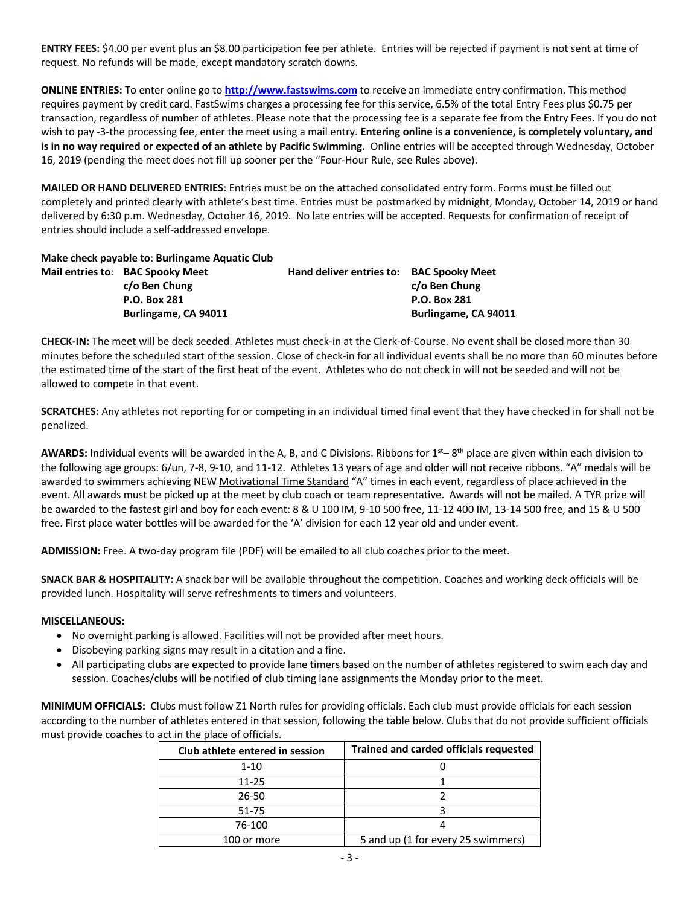**ENTRY FEES:** $4.00 per event plus an $8.00 participation fee per athlete. Entries will be rejected if payment is not sent at time of request. No refunds will be made, except mandatory scratch downs.

**ONLINE ENTRIES:** To enter online go to **http://www.fastswims.com** to receive an immediate entry confirmation. This method requires payment by credit card. FastSwims charges a processing fee for this service, 6.5% of the total Entry Fees plus $0.75 per transaction, regardless of number of athletes. Please note that the processing fee is a separate fee from the Entry Fees. If you do not wish to pay -3-the processing fee, enter the meet using a mail entry. **Entering online is a convenience, is completely voluntary, and is in no way required or expected of an athlete by Pacific Swimming.** Online entries will be accepted through Wednesday, October 16, 2019 (pending the meet does not fill up sooner per the "Four-Hour Rule, see Rules above).

**MAILED OR HAND DELIVERED ENTRIES**: Entries must be on the attached consolidated entry form. Forms must be filled out completely and printed clearly with athlete's best time. Entries must be postmarked by midnight, Monday, October 14, 2019 or hand delivered by 6:30 p.m. Wednesday, October 16, 2019. No late entries will be accepted. Requests for confirmation of receipt of entries should include a self-addressed envelope.

**Make check payable to**: **Burlingame Aquatic Club**

**Mail entries to**:
**BAC Spooky Meet**
**c/o Ben Chung**
**P.O. Box 281**
**Burlingame, CA 94011**

**Hand deliver entries to:**
**BAC Spooky Meet**
**c/o Ben Chung**
**P.O. Box 281**
**Burlingame, CA 94011**

**CHECK-IN:** The meet will be deck seeded. Athletes must check-in at the Clerk-of-Course. No event shall be closed more than 30 minutes before the scheduled start of the session. Close of check-in for all individual events shall be no more than 60 minutes before the estimated time of the start of the first heat of the event. Athletes who do not check in will not be seeded and will not be allowed to compete in that event.

**SCRATCHES:** Any athletes not reporting for or competing in an individual timed final event that they have checked in for shall not be penalized.

**AWARDS:** Individual events will be awarded in the A, B, and C Divisions. Ribbons for 1st– 8th place are given within each division to the following age groups: 6/un, 7-8, 9-10, and 11-12. Athletes 13 years of age and older will not receive ribbons. "A" medals will be awarded to swimmers achieving NEW Motivational Time Standard "A" times in each event, regardless of place achieved in the event. All awards must be picked up at the meet by club coach or team representative. Awards will not be mailed. A TYR prize will be awarded to the fastest girl and boy for each event: 8 & U 100 IM, 9-10 500 free, 11-12 400 IM, 13-14 500 free, and 15 & U 500 free. First place water bottles will be awarded for the 'A' division for each 12 year old and under event.

**ADMISSION:** Free. A two-day program file (PDF) will be emailed to all club coaches prior to the meet.

**SNACK BAR & HOSPITALITY:** A snack bar will be available throughout the competition. Coaches and working deck officials will be provided lunch. Hospitality will serve refreshments to timers and volunteers.

**MISCELLANEOUS:**

- No overnight parking is allowed. Facilities will not be provided after meet hours.
- Disobeying parking signs may result in a citation and a fine.
- All participating clubs are expected to provide lane timers based on the number of athletes registered to swim each day and session. Coaches/clubs will be notified of club timing lane assignments the Monday prior to the meet.

**MINIMUM OFFICIALS:** Clubs must follow Z1 North rules for providing officials. Each club must provide officials for each session according to the number of athletes entered in that session, following the table below. Clubs that do not provide sufficient officials must provide coaches to act in the place of officials.

| Club athlete entered in session | Trained and carded officials requested |
|---|---|
| 1-10 | 0 |
| 11-25 | 1 |
| 26-50 | 2 |
| 51-75 | 3 |
| 76-100 | 4 |
| 100 or more | 5 and up (1 for every 25 swimmers) |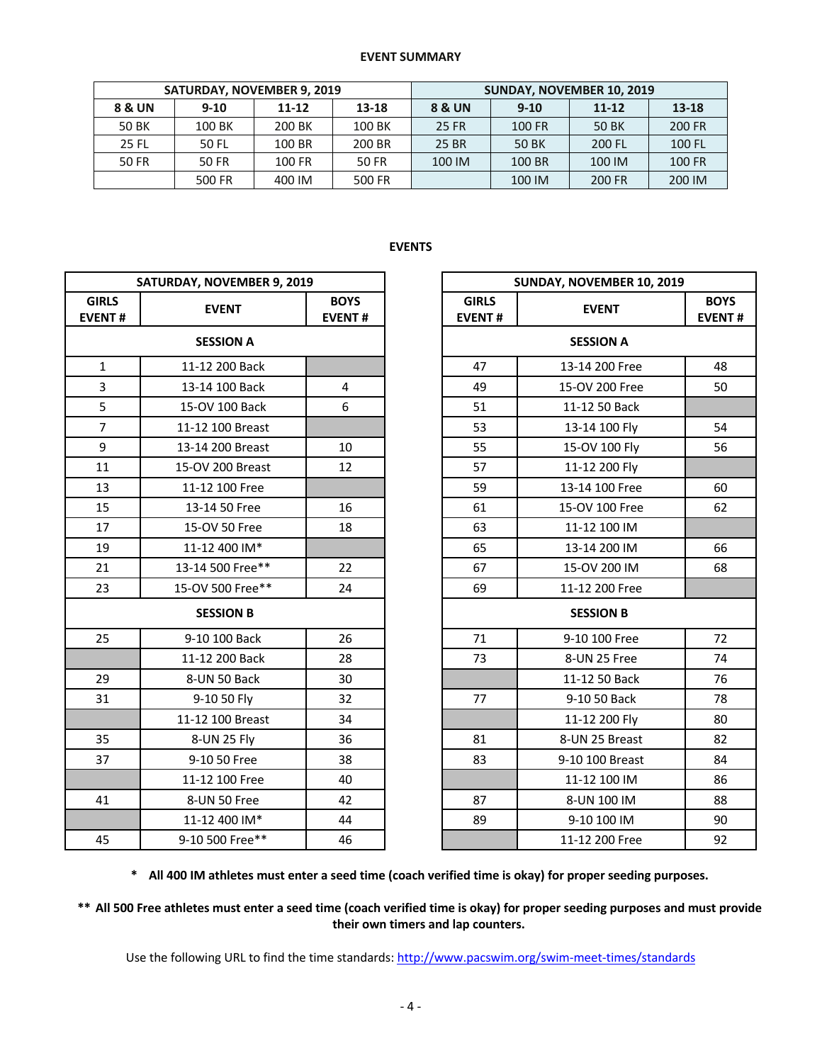## EVENT SUMMARY

| SATURDAY, NOVEMBER 9, 2019 | | | | SUNDAY, NOVEMBER 10, 2019 | | | |
|---|---|---|---|---|---|---|---|
| 8 & UN | 9-10 | 11-12 | 13-18 | 8 & UN | 9-10 | 11-12 | 13-18 |
| 50 BK | 100 BK | 200 BK | 100 BK | 25 FR | 100 FR | 50 BK | 200 FR |
| 25 FL | 50 FL | 100 BR | 200 BR | 25 BR | 50 BK | 200 FL | 100 FL |
| 50 FR | 50 FR | 100 FR | 50 FR | 100 IM | 100 BR | 100 IM | 100 FR |
| | 500 FR | 400 IM | 500 FR | | 100 IM | 200 FR | 200 IM |

## EVENTS

| SATURDAY, NOVEMBER 9, 2019 | | |
|---|---|---|
| GIRLS EVENT # | EVENT | BOYS EVENT # |
| | **SESSION A** | |
| 1 | 11-12 200 Back | |
| 3 | 13-14 100 Back | 4 |
| 5 | 15-OV 100 Back | 6 |
| 7 | 11-12 100 Breast | |
| 9 | 13-14 200 Breast | 10 |
| 11 | 15-OV 200 Breast | 12 |
| 13 | 11-12 100 Free | |
| 15 | 13-14 50 Free | 16 |
| 17 | 15-OV 50 Free | 18 |
| 19 | 11-12 400 IM* | |
| 21 | 13-14 500 Free** | 22 |
| 23 | 15-OV 500 Free** | 24 |
| | **SESSION B** | |
| 25 | 9-10 100 Back | 26 |
| | 11-12 200 Back | 28 |
| 29 | 8-UN 50 Back | 30 |
| 31 | 9-10 50 Fly | 32 |
| | 11-12 100 Breast | 34 |
| 35 | 8-UN 25 Fly | 36 |
| 37 | 9-10 50 Free | 38 |
| | 11-12 100 Free | 40 |
| 41 | 8-UN 50 Free | 42 |
| | 11-12 400 IM* | 44 |
| 45 | 9-10 500 Free** | 46 |

| SUNDAY, NOVEMBER 10, 2019 | | |
|---|---|---|
| GIRLS EVENT # | EVENT | BOYS EVENT # |
| | **SESSION A** | |
| 47 | 13-14 200 Free | 48 |
| 49 | 15-OV 200 Free | 50 |
| 51 | 11-12 50 Back | |
| 53 | 13-14 100 Fly | 54 |
| 55 | 15-OV 100 Fly | 56 |
| 57 | 11-12 200 Fly | |
| 59 | 13-14 100 Free | 60 |
| 61 | 15-OV 100 Free | 62 |
| 63 | 11-12 100 IM | |
| 65 | 13-14 200 IM | 66 |
| 67 | 15-OV 200 IM | 68 |
| 69 | 11-12 200 Free | |
| | **SESSION B** | |
| 71 | 9-10 100 Free | 72 |
| 73 | 8-UN 25 Free | 74 |
| | 11-12 50 Back | 76 |
| 77 | 9-10 50 Back | 78 |
| | 11-12 200 Fly | 80 |
| 81 | 8-UN 25 Breast | 82 |
| 83 | 9-10 100 Breast | 84 |
| | 11-12 100 IM | 86 |
| 87 | 8-UN 100 IM | 88 |
| 89 | 9-10 100 IM | 90 |
| | 11-12 200 Free | 92 |

**\* All 400 IM athletes must enter a seed time (coach verified time is okay) for proper seeding purposes.**

**** All 500 Free athletes must enter a seed time (coach verified time is okay) for proper seeding purposes and must provide their own timers and lap counters.**

Use the following URL to find the time standards: http://www.pacswim.org/swim-meet-times/standards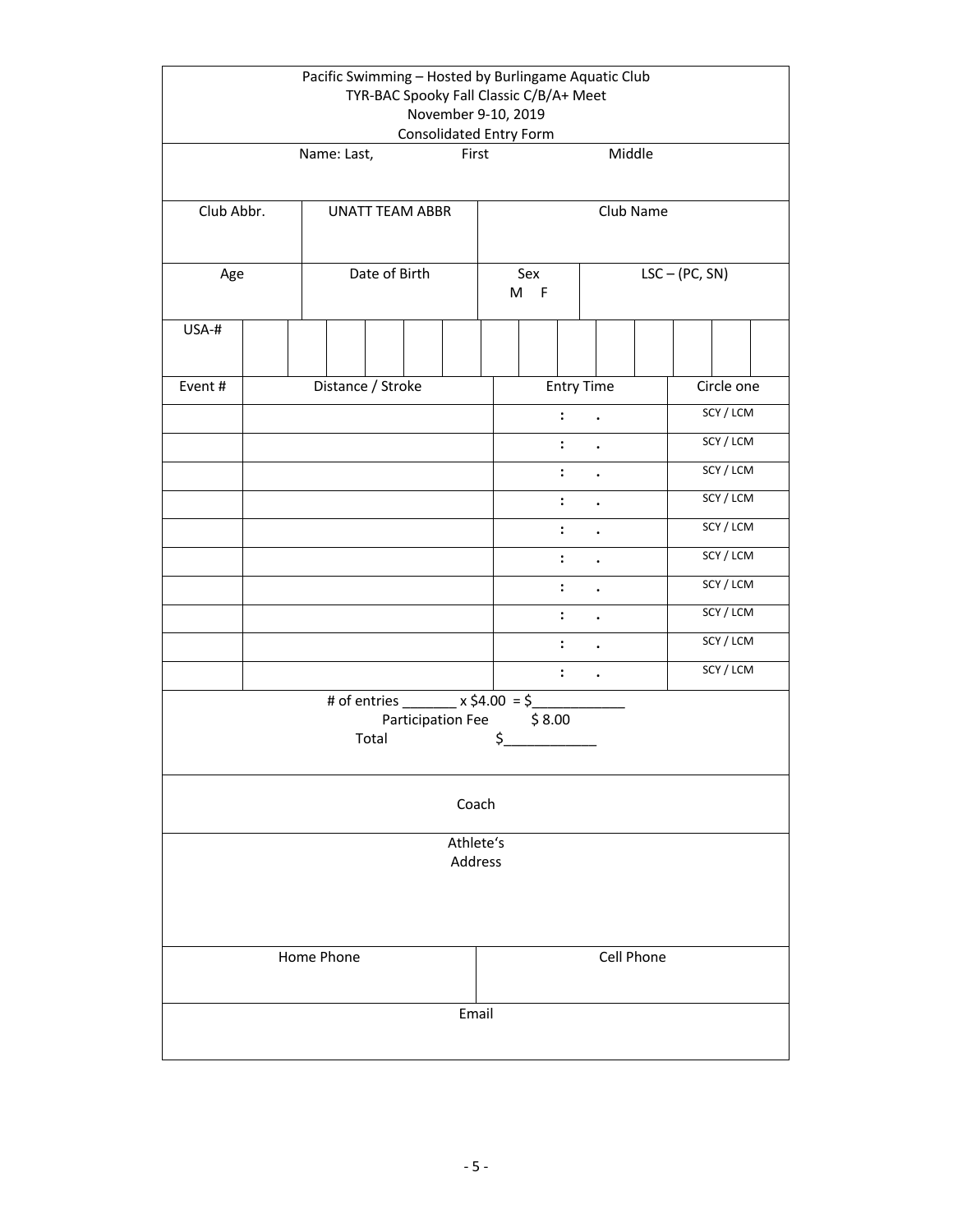Pacific Swimming – Hosted by Burlingame Aquatic Club
TYR-BAC Spooky Fall Classic C/B/A+ Meet
November 9-10, 2019
Consolidated Entry Form

| Name: Last, | First | Middle |
|---|---|---|
| | | |

| Club Abbr. | UNATT TEAM ABBR | Club Name |
|---|---|---|
| | | |

| Age | Date of Birth | Sex M F | LSC – (PC, SN) |
|---|---|---|---|
| | | | |

| USA-# | | | | | | | | | | | | | | |
|---|---|---|---|---|---|---|---|---|---|---|---|---|---|---|

| Event # | Distance / Stroke | Entry Time | Circle one |
|---|---|---|---|
| | | : . | SCY / LCM |
| | | : . | SCY / LCM |
| | | : . | SCY / LCM |
| | | : . | SCY / LCM |
| | | : . | SCY / LCM |
| | | : . | SCY / LCM |
| | | : . | SCY / LCM |
| | | : . | SCY / LCM |
| | | : . | SCY / LCM |
| | | : . | SCY / LCM |

# of entries _______ x $4.00 = $____________
Participation Fee $ 8.00
Total $____________

Coach

Athlete's
Address

| Home Phone | Cell Phone |
|---|---|
| | |

Email